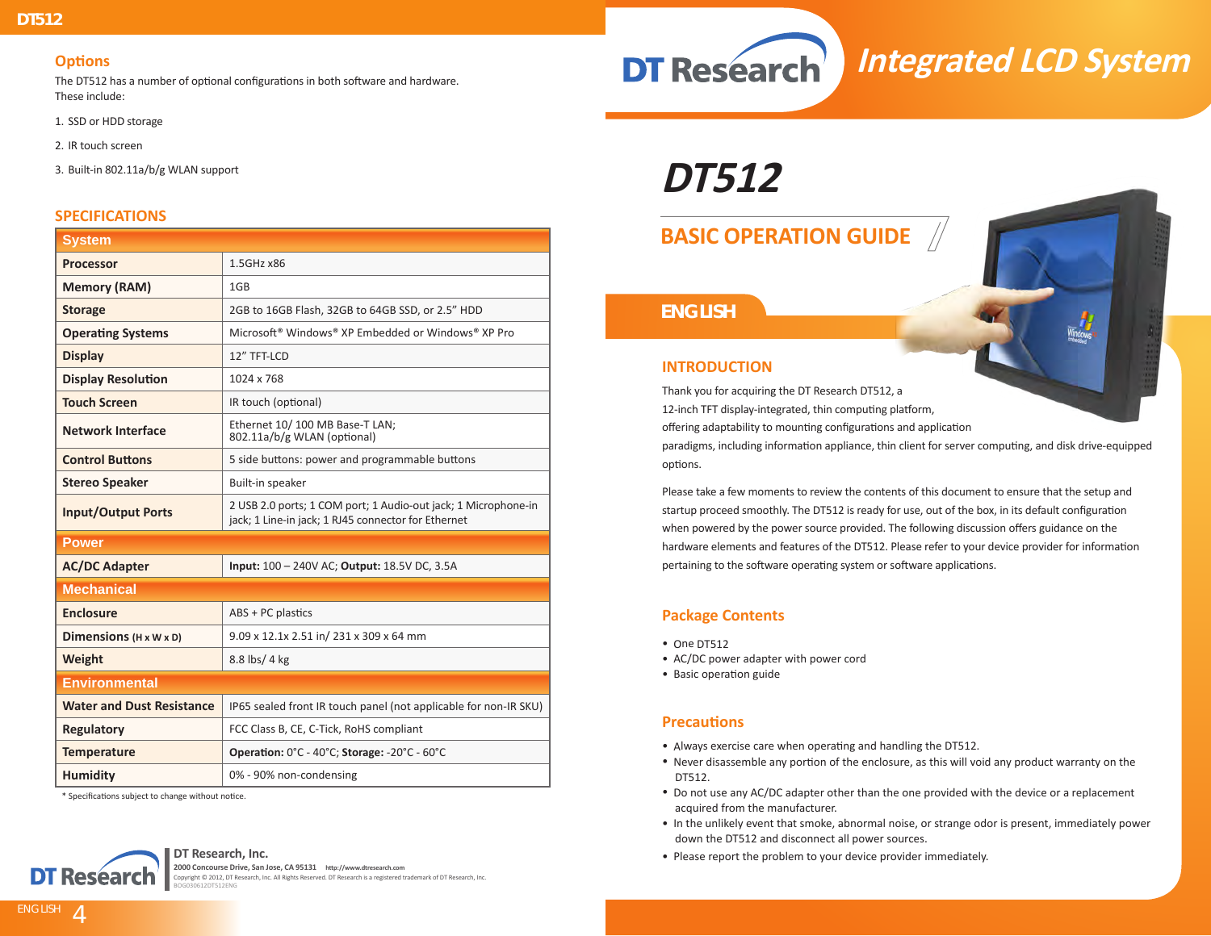## Options

The DT512 has a number of optional configurations in both software and hardware. These include:

1. SSD or HDD storage
2. IR touch screen
3. Built-in 802.11a/b/g WLAN support

## SPECIFICATIONS

| | |
|---|---|
| **System** | |
| **Processor** | 1.5GHz x86 |
| **Memory (RAM)** | 1GB |
| **Storage** | 2GB to 16GB Flash, 32GB to 64GB SSD, or 2.5” HDD |
| **Operating Systems** | Microsoft® Windows® XP Embedded or Windows® XP Pro |
| **Display** | 12” TFT-LCD |
| **Display Resolution** | 1024 x 768 |
| **Touch Screen** | IR touch (optional) |
| **Network Interface** | Ethernet 10/ 100 MB Base-T LAN; 802.11a/b/g WLAN (optional) |
| **Control Buttons** | 5 side buttons: power and programmable buttons |
| **Stereo Speaker** | Built-in speaker |
| **Input/Output Ports** | 2 USB 2.0 ports; 1 COM port; 1 Audio-out jack; 1 Microphone-in jack; 1 Line-in jack; 1 RJ45 connector for Ethernet |
| **Power** | |
| **AC/DC Adapter** | **Input:** 100 – 240V AC; **Output:** 18.5V DC, 3.5A |
| **Mechanical** | |
| **Enclosure** | ABS + PC plastics |
| **Dimensions (H x W x D)** | 9.09 x 12.1x 2.51 in/ 231 x 309 x 64 mm |
| **Weight** | 8.8 lbs/ 4 kg |
| **Environmental** | |
| **Water and Dust Resistance** | IP65 sealed front IR touch panel (not applicable for non-IR SKU) |
| **Regulatory** | FCC Class B, CE, C-Tick, RoHS compliant |
| **Temperature** | **Operation:** 0°C - 40°C; **Storage:** -20°C - 60°C |
| **Humidity** | 0% - 90% non-condensing |

* Specifications subject to change without notice.

**DT Research, Inc.**
2000 Concourse Drive, San Jose, CA 95131 http://www.dtresearch.com
Copyright © 2012, DT Research, Inc. All Rights Reserved. DT Research is a registered trademark of DT Research, Inc.
BOG030612DT512ENG

# DT Research Integrated LCD System

# DT512

## BASIC OPERATION GUIDE

### ENGLISH

## INTRODUCTION

Thank you for acquiring the DT Research DT512, a 12-inch TFT display-integrated, thin computing platform, offering adaptability to mounting configurations and application paradigms, including information appliance, thin client for server computing, and disk drive-equipped options.

Please take a few moments to review the contents of this document to ensure that the setup and startup proceed smoothly. The DT512 is ready for use, out of the box, in its default configuration when powered by the power source provided. The following discussion offers guidance on the hardware elements and features of the DT512. Please refer to your device provider for information pertaining to the software operating system or software applications.

## Package Contents

- One DT512
- AC/DC power adapter with power cord
- Basic operation guide

## Precautions

- Always exercise care when operating and handling the DT512.
- Never disassemble any portion of the enclosure, as this will void any product warranty on the DT512.
- Do not use any AC/DC adapter other than the one provided with the device or a replacement acquired from the manufacturer.
- In the unlikely event that smoke, abnormal noise, or strange odor is present, immediately power down the DT512 and disconnect all power sources.
- Please report the problem to your device provider immediately.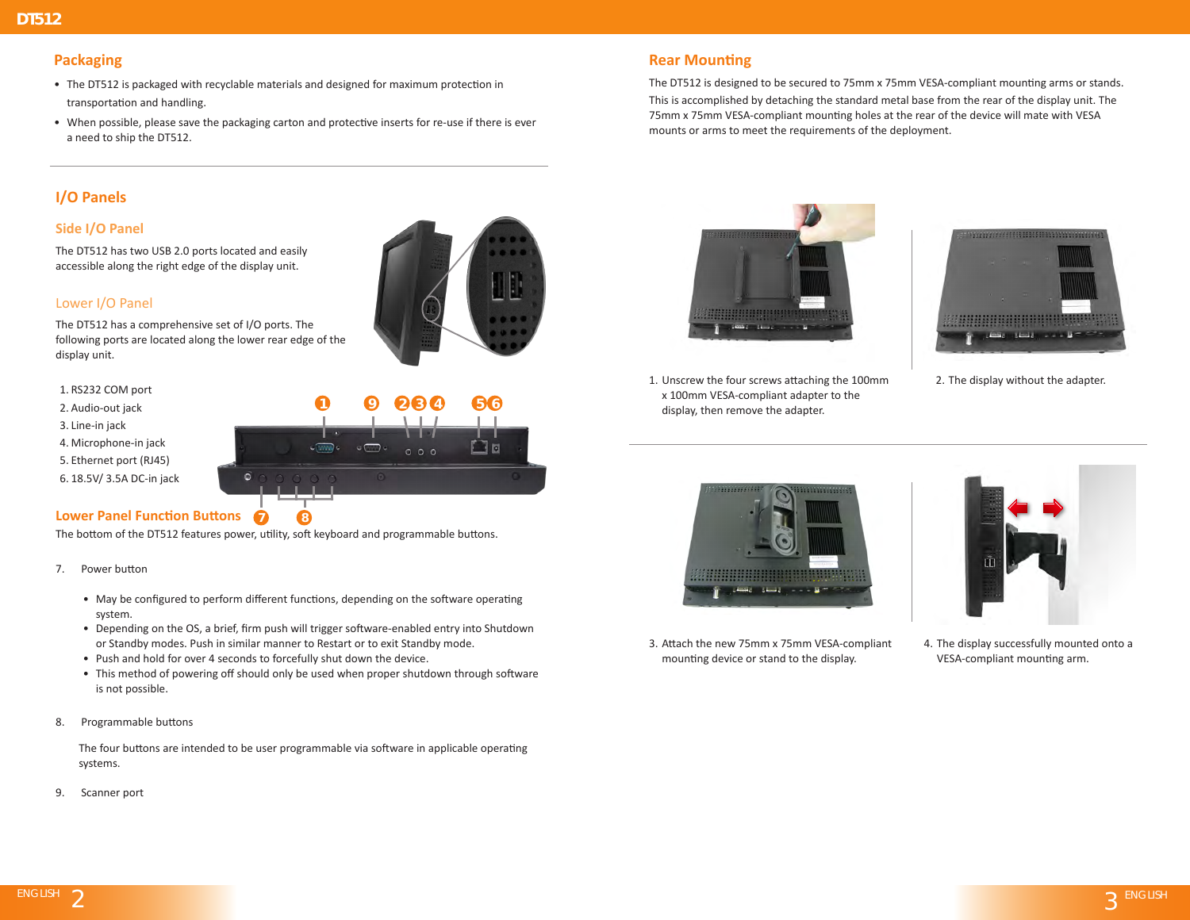## Packaging

- The DT512 is packaged with recyclable materials and designed for maximum protection in transportation and handling.
- When possible, please save the packaging carton and protective inserts for re-use if there is ever a need to ship the DT512.

## I/O Panels

### Side I/O Panel

The DT512 has two USB 2.0 ports located and easily accessible along the right edge of the display unit.

### Lower I/O Panel

The DT512 has a comprehensive set of I/O ports. The following ports are located along the lower rear edge of the display unit.

1. RS232 COM port
2. Audio-out jack
3. Line-in jack
4. Microphone-in jack
5. Ethernet port (RJ45)
6. 18.5V/ 3.5A DC-in jack

### Lower Panel Function Buttons

The bottom of the DT512 features power, utility, soft keyboard and programmable buttons.

7. Power button

   - May be configured to perform different functions, depending on the software operating system.
   - Depending on the OS, a brief, firm push will trigger software-enabled entry into Shutdown or Standby modes. Push in similar manner to Restart or to exit Standby mode.
   - Push and hold for over 4 seconds to forcefully shut down the device.
   - This method of powering off should only be used when proper shutdown through software is not possible.

8. Programmable buttons

   The four buttons are intended to be user programmable via software in applicable operating systems.

9. Scanner port

## Rear Mounting

The DT512 is designed to be secured to 75mm x 75mm VESA-compliant mounting arms or stands. This is accomplished by detaching the standard metal base from the rear of the display unit. The 75mm x 75mm VESA-compliant mounting holes at the rear of the device will mate with VESA mounts or arms to meet the requirements of the deployment.

1. Unscrew the four screws attaching the 100mm x 100mm VESA-compliant adapter to the display, then remove the adapter.
2. The display without the adapter.
3. Attach the new 75mm x 75mm VESA-compliant mounting device or stand to the display.
4. The display successfully mounted onto a VESA-compliant mounting arm.